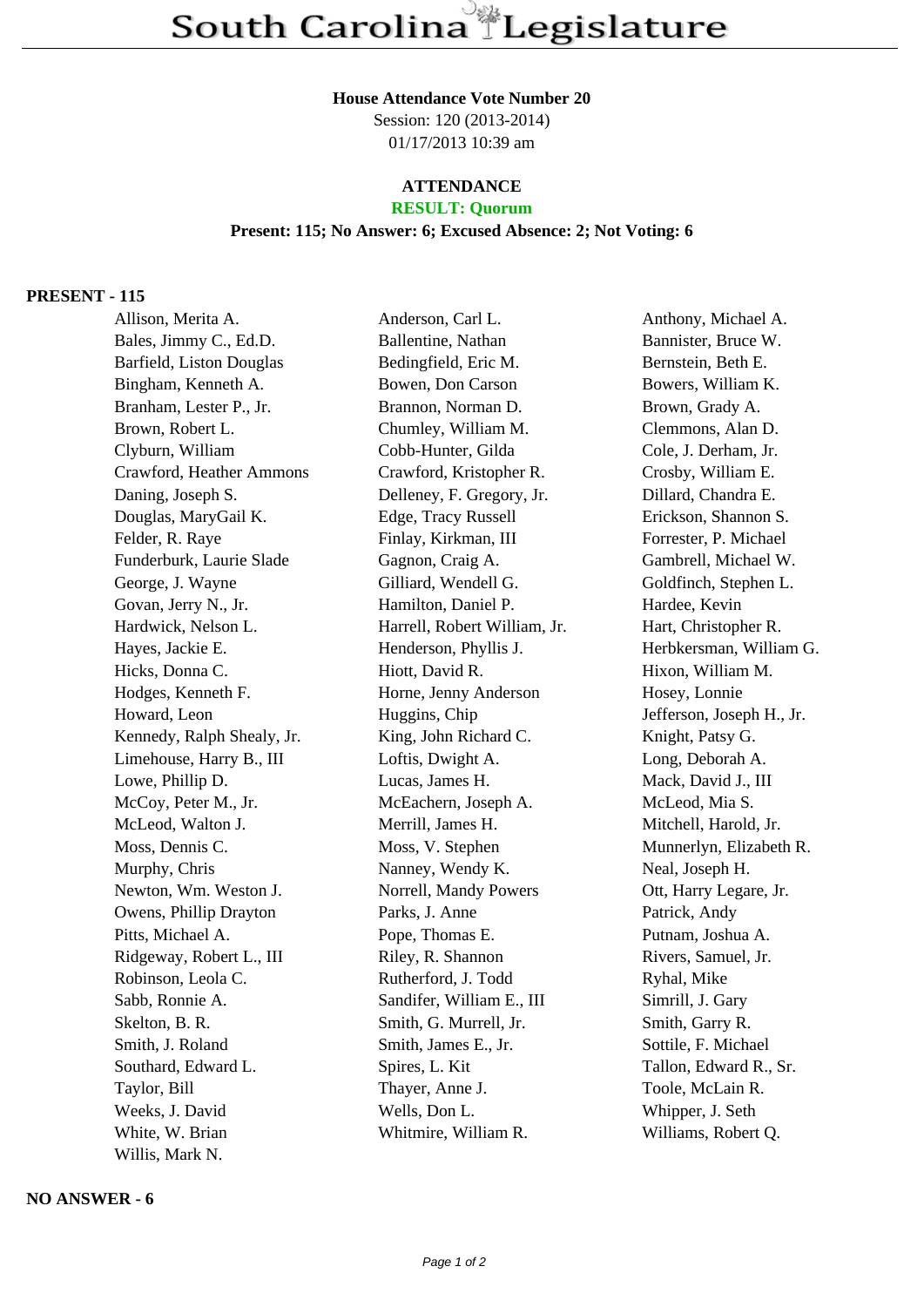# South Carolina Legislature

**House Attendance Vote Number 20**
Session: 120 (2013-2014)
01/17/2013 10:39 am

**ATTENDANCE**
**RESULT: Quorum**
**Present: 115; No Answer: 6; Excused Absence: 2; Not Voting: 6**

**PRESENT - 115**

Allison, Merita A.
Anderson, Carl L.
Anthony, Michael A.
Bales, Jimmy C., Ed.D.
Ballentine, Nathan
Bannister, Bruce W.
Barfield, Liston Douglas
Bedingfield, Eric M.
Bernstein, Beth E.
Bingham, Kenneth A.
Bowen, Don Carson
Bowers, William K.
Branham, Lester P., Jr.
Brannon, Norman D.
Brown, Grady A.
Brown, Robert L.
Chumley, William M.
Clemmons, Alan D.
Clyburn, William
Cobb-Hunter, Gilda
Cole, J. Derham, Jr.
Crawford, Heather Ammons
Crawford, Kristopher R.
Crosby, William E.
Daning, Joseph S.
Delleney, F. Gregory, Jr.
Dillard, Chandra E.
Douglas, MaryGail K.
Edge, Tracy Russell
Erickson, Shannon S.
Felder, R. Raye
Finlay, Kirkman, III
Forrester, P. Michael
Funderburk, Laurie Slade
Gagnon, Craig A.
Gambrell, Michael W.
George, J. Wayne
Gilliard, Wendell G.
Goldfinch, Stephen L.
Govan, Jerry N., Jr.
Hamilton, Daniel P.
Hardee, Kevin
Hardwick, Nelson L.
Harrell, Robert William, Jr.
Hart, Christopher R.
Hayes, Jackie E.
Henderson, Phyllis J.
Herbkersman, William G.
Hicks, Donna C.
Hiott, David R.
Hixon, William M.
Hodges, Kenneth F.
Horne, Jenny Anderson
Hosey, Lonnie
Howard, Leon
Huggins, Chip
Jefferson, Joseph H., Jr.
Kennedy, Ralph Shealy, Jr.
King, John Richard C.
Knight, Patsy G.
Limehouse, Harry B., III
Loftis, Dwight A.
Long, Deborah A.
Lowe, Phillip D.
Lucas, James H.
Mack, David J., III
McCoy, Peter M., Jr.
McEachern, Joseph A.
McLeod, Mia S.
McLeod, Walton J.
Merrill, James H.
Mitchell, Harold, Jr.
Moss, Dennis C.
Moss, V. Stephen
Munnerlyn, Elizabeth R.
Murphy, Chris
Nanney, Wendy K.
Neal, Joseph H.
Newton, Wm. Weston J.
Norrell, Mandy Powers
Ott, Harry Legare, Jr.
Owens, Phillip Drayton
Parks, J. Anne
Patrick, Andy
Pitts, Michael A.
Pope, Thomas E.
Putnam, Joshua A.
Ridgeway, Robert L., III
Riley, R. Shannon
Rivers, Samuel, Jr.
Robinson, Leola C.
Rutherford, J. Todd
Ryhal, Mike
Sabb, Ronnie A.
Sandifer, William E., III
Simrill, J. Gary
Skelton, B. R.
Smith, G. Murrell, Jr.
Smith, Garry R.
Smith, J. Roland
Smith, James E., Jr.
Sottile, F. Michael
Southard, Edward L.
Spires, L. Kit
Tallon, Edward R., Sr.
Taylor, Bill
Thayer, Anne J.
Toole, McLain R.
Weeks, J. David
Wells, Don L.
Whipper, J. Seth
White, W. Brian
Whitmire, William R.
Williams, Robert Q.
Willis, Mark N.

**NO ANSWER - 6**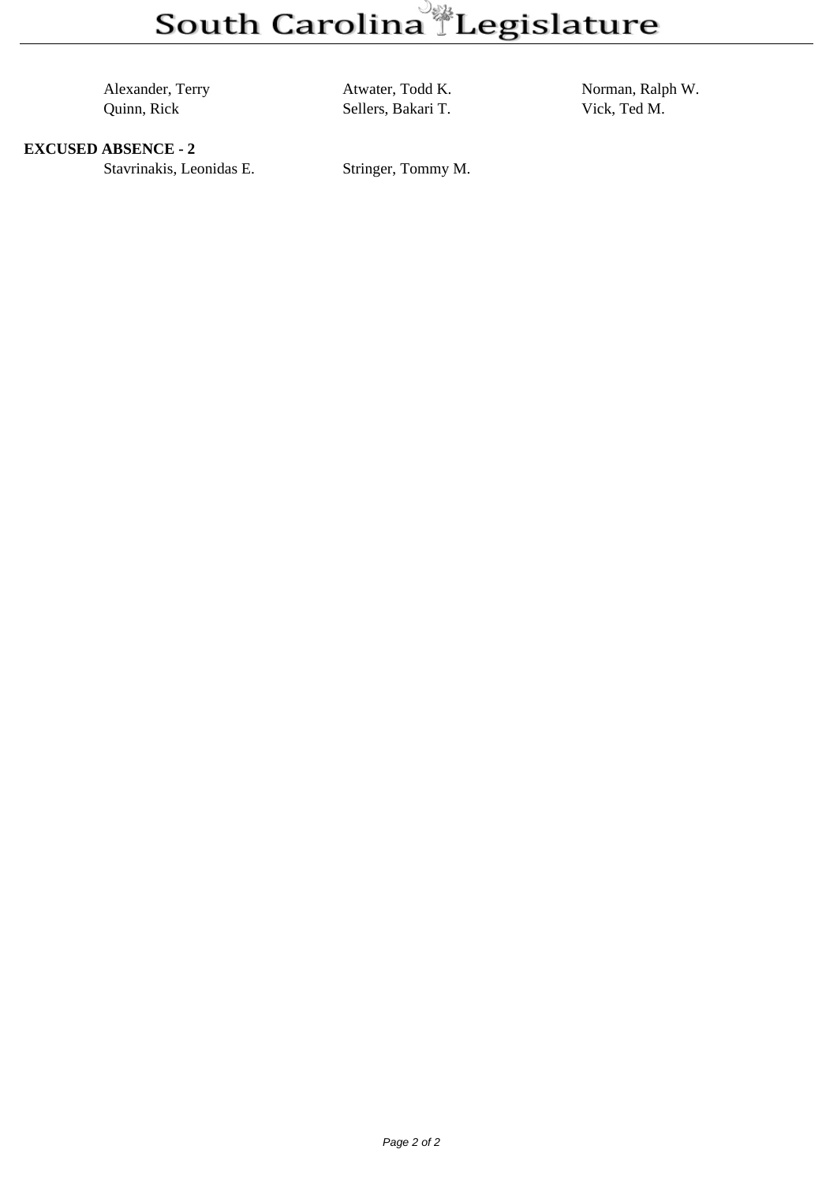| | | |
|---|---|---|
| Alexander, Terry | Atwater, Todd K. | Norman, Ralph W. |
| Quinn, Rick | Sellers, Bakari T. | Vick, Ted M. |

**EXCUSED ABSENCE - 2**

| | |
|---|---|
| Stavrinakis, Leonidas E. | Stringer, Tommy M. |